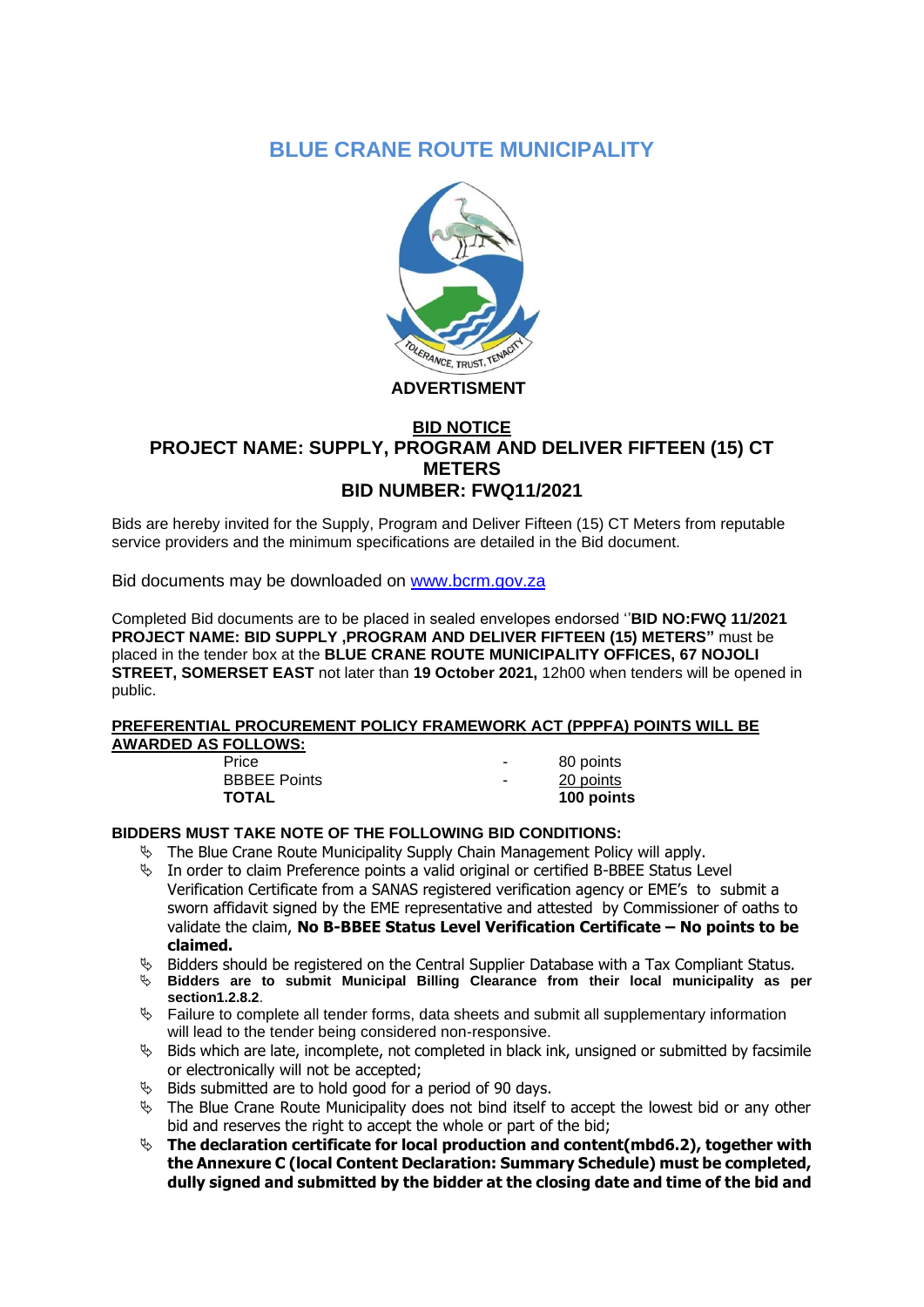# BLUE CRANE ROUTE MUNICIPALITY

**ADVERTISMENT**

## BID NOTICE

## PROJECT NAME: SUPPLY, PROGRAM AND DELIVER FIFTEEN (15) CT METERS

## BID NUMBER: FWQ11/2021

Bids are hereby invited for the Supply, Program and Deliver Fifteen (15) CT Meters from reputable service providers and the minimum specifications are detailed in the Bid document.

Bid documents may be downloaded on [www.bcrm.gov.za](http://www.bcrm.gov.za)

Completed Bid documents are to be placed in sealed envelopes endorsed "**BID NO:FWQ 11/2021 PROJECT NAME: BID SUPPLY ,PROGRAM AND DELIVER FIFTEEN (15) METERS"** must be placed in the tender box at the **BLUE CRANE ROUTE MUNICIPALITY OFFICES, 67 NOJOLI STREET, SOMERSET EAST** not later than **19 October 2021,** 12h00 when tenders will be opened in public.

**PREFERENTIAL PROCUREMENT POLICY FRAMEWORK ACT (PPPFA) POINTS WILL BE AWARDED AS FOLLOWS:**

| | | |
|---|---|---|
| Price | - | 80 points |
| BBBEE Points | - | 20 points |
| **TOTAL** | | **100 points** |

**BIDDERS MUST TAKE NOTE OF THE FOLLOWING BID CONDITIONS:**

- The Blue Crane Route Municipality Supply Chain Management Policy will apply.
- In order to claim Preference points a valid original or certified B-BBEE Status Level Verification Certificate from a SANAS registered verification agency or EME's to submit a sworn affidavit signed by the EME representative and attested by Commissioner of oaths to validate the claim, **No B-BBEE Status Level Verification Certificate – No points to be claimed.**
- Bidders should be registered on the Central Supplier Database with a Tax Compliant Status.
- **Bidders are to submit Municipal Billing Clearance from their local municipality as per section1.2.8.2**.
- Failure to complete all tender forms, data sheets and submit all supplementary information will lead to the tender being considered non-responsive.
- Bids which are late, incomplete, not completed in black ink, unsigned or submitted by facsimile or electronically will not be accepted;
- Bids submitted are to hold good for a period of 90 days.
- The Blue Crane Route Municipality does not bind itself to accept the lowest bid or any other bid and reserves the right to accept the whole or part of the bid;
- **The declaration certificate for local production and content(mbd6.2), together with the Annexure C (local Content Declaration: Summary Schedule) must be completed, dully signed and submitted by the bidder at the closing date and time of the bid and**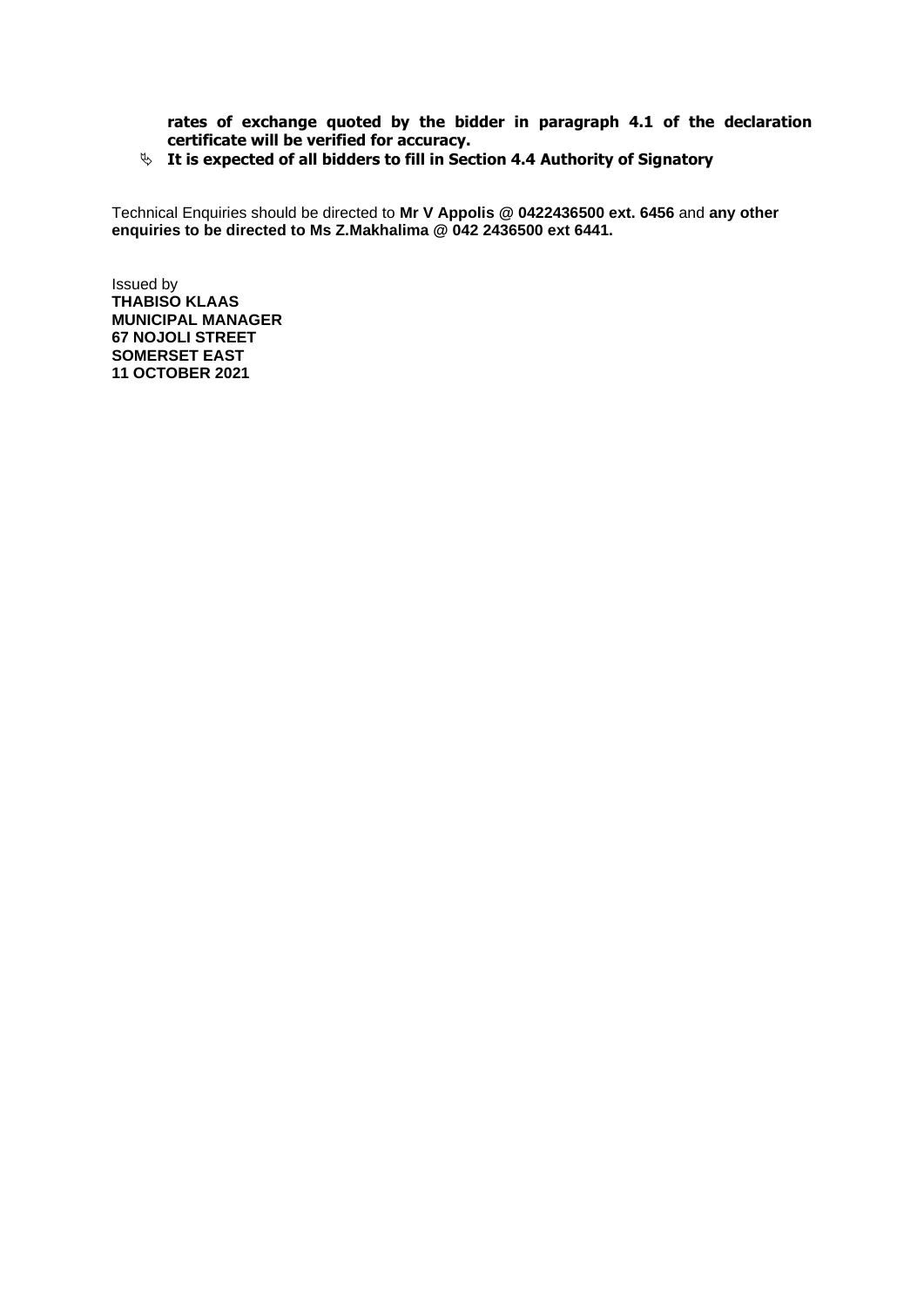**rates of exchange quoted by the bidder in paragraph 4.1 of the declaration certificate will be verified for accuracy.**

- **It is expected of all bidders to fill in Section 4.4 Authority of Signatory**

Technical Enquiries should be directed to **Mr V Appolis @ 0422436500 ext. 6456** and **any other enquiries to be directed to Ms Z.Makhalima @ 042 2436500 ext 6441.**

Issued by
**THABISO KLAAS**
**MUNICIPAL MANAGER**
**67 NOJOLI STREET**
**SOMERSET EAST**
**11 OCTOBER 2021**